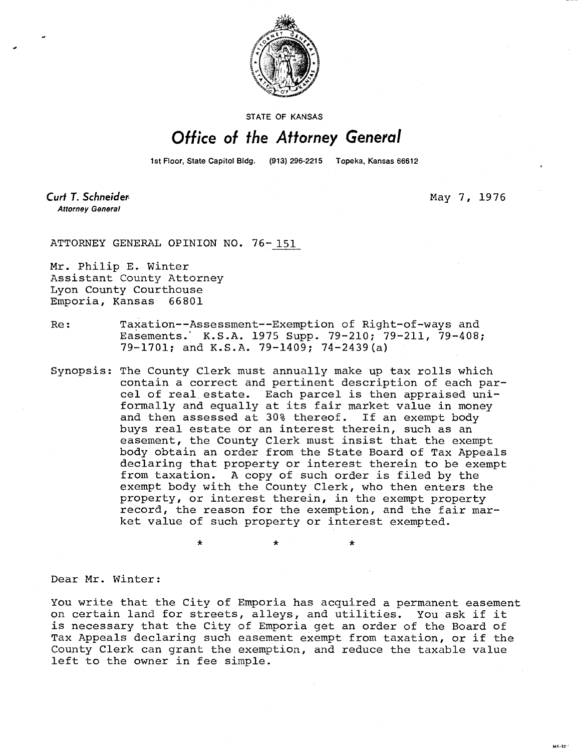STATE OF KANSAS

# Office of the Attorney General

1st Floor, State Capitol Bldg. (913) 296-2215 Topeka, Kansas 66612

**Curt T. Schneider**
*Attorney General*

May 7, 1976

ATTORNEY GENERAL OPINION NO. 76-151

Mr. Philip E. Winter
Assistant County Attorney
Lyon County Courthouse
Emporia, Kansas 66801

Re: Taxation--Assessment--Exemption of Right-of-ways and Easements. K.S.A. 1975 Supp. 79-210; 79-211, 79-408; 79-1701; and K.S.A. 79-1409; 74-2439(a)

Synopsis: The County Clerk must annually make up tax rolls which contain a correct and pertinent description of each parcel of real estate. Each parcel is then appraised uniformly and equally at its fair market value in money and then assessed at 30% thereof. If an exempt body buys real estate or an interest therein, such as an easement, the County Clerk must insist that the exempt body obtain an order from the State Board of Tax Appeals declaring that property or interest therein to be exempt from taxation. A copy of such order is filed by the exempt body with the County Clerk, who then enters the property, or interest therein, in the exempt property record, the reason for the exemption, and the fair market value of such property or interest exempted.

\* \* \*

Dear Mr. Winter:

You write that the City of Emporia has acquired a permanent easement on certain land for streets, alleys, and utilities. You ask if it is necessary that the City of Emporia get an order of the Board of Tax Appeals declaring such easement exempt from taxation, or if the County Clerk can grant the exemption, and reduce the taxable value left to the owner in fee simple.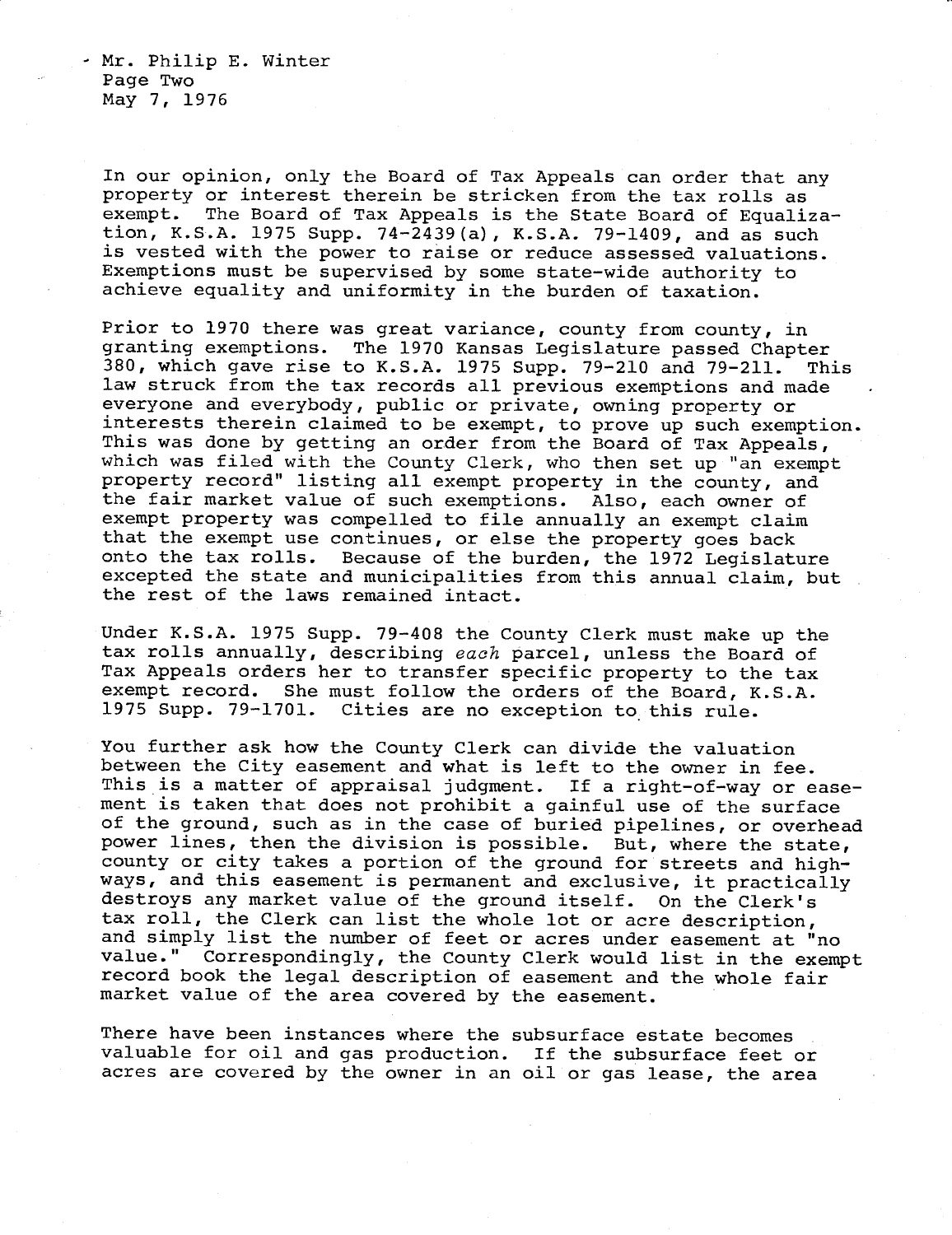In our opinion, only the Board of Tax Appeals can order that any property or interest therein be stricken from the tax rolls as exempt. The Board of Tax Appeals is the State Board of Equalization, K.S.A. 1975 Supp. 74-2439(a), K.S.A. 79-1409, and as such is vested with the power to raise or reduce assessed valuations. Exemptions must be supervised by some state-wide authority to achieve equality and uniformity in the burden of taxation.

Prior to 1970 there was great variance, county from county, in granting exemptions. The 1970 Kansas Legislature passed Chapter 380, which gave rise to K.S.A. 1975 Supp. 79-210 and 79-211. This law struck from the tax records all previous exemptions and made everyone and everybody, public or private, owning property or interests therein claimed to be exempt, to prove up such exemption. This was done by getting an order from the Board of Tax Appeals, which was filed with the County Clerk, who then set up "an exempt property record" listing all exempt property in the county, and the fair market value of such exemptions. Also, each owner of exempt property was compelled to file annually an exempt claim that the exempt use continues, or else the property goes back onto the tax rolls. Because of the burden, the 1972 Legislature excepted the state and municipalities from this annual claim, but the rest of the laws remained intact.

Under K.S.A. 1975 Supp. 79-408 the County Clerk must make up the tax rolls annually, describing *each* parcel, unless the Board of Tax Appeals orders her to transfer specific property to the tax exempt record. She must follow the orders of the Board, K.S.A. 1975 Supp. 79-1701. Cities are no exception to this rule.

You further ask how the County Clerk can divide the valuation between the City easement and what is left to the owner in fee. This is a matter of appraisal judgment. If a right-of-way or easement is taken that does not prohibit a gainful use of the surface of the ground, such as in the case of buried pipelines, or overhead power lines, then the division is possible. But, where the state, county or city takes a portion of the ground for streets and highways, and this easement is permanent and exclusive, it practically destroys any market value of the ground itself. On the Clerk's tax roll, the Clerk can list the whole lot or acre description, and simply list the number of feet or acres under easement at "no value." Correspondingly, the County Clerk would list in the exempt record book the legal description of easement and the whole fair market value of the area covered by the easement.

There have been instances where the subsurface estate becomes valuable for oil and gas production. If the subsurface feet or acres are covered by the owner in an oil or gas lease, the area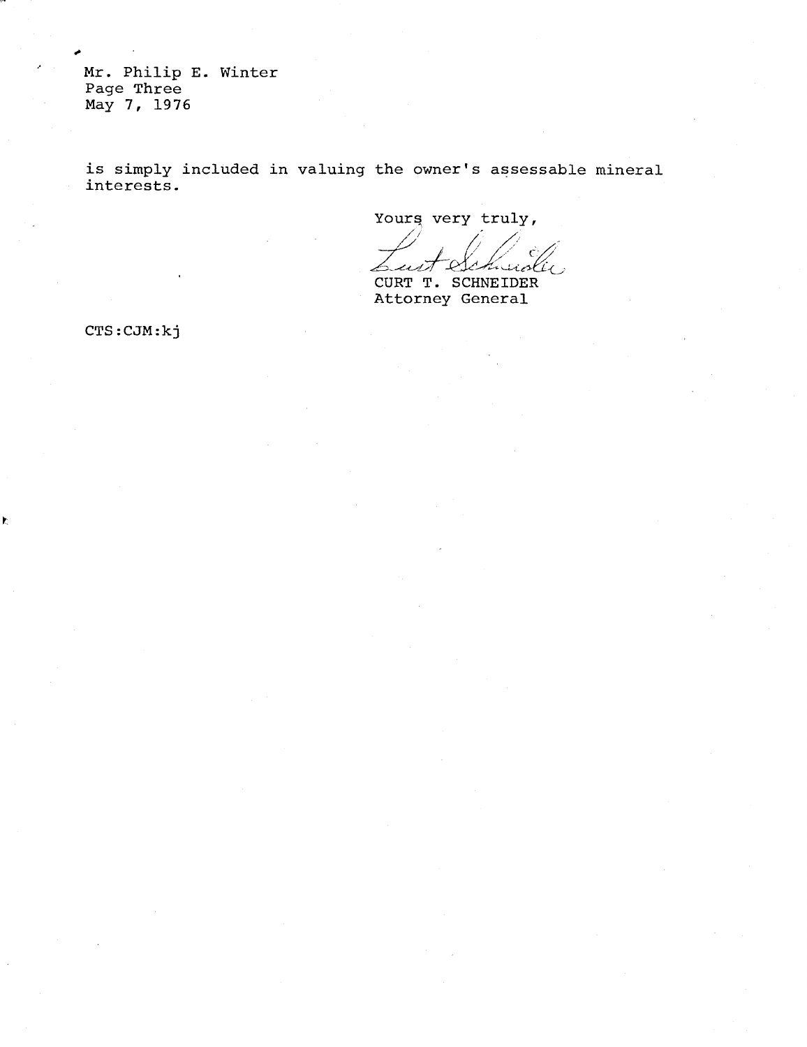Mr. Philip E. Winter
Page Three
May 7, 1976

is simply included in valuing the owner's assessable mineral interests.

Yours very truly,

CURT T. SCHNEIDER
Attorney General

CTS:CJM:kj